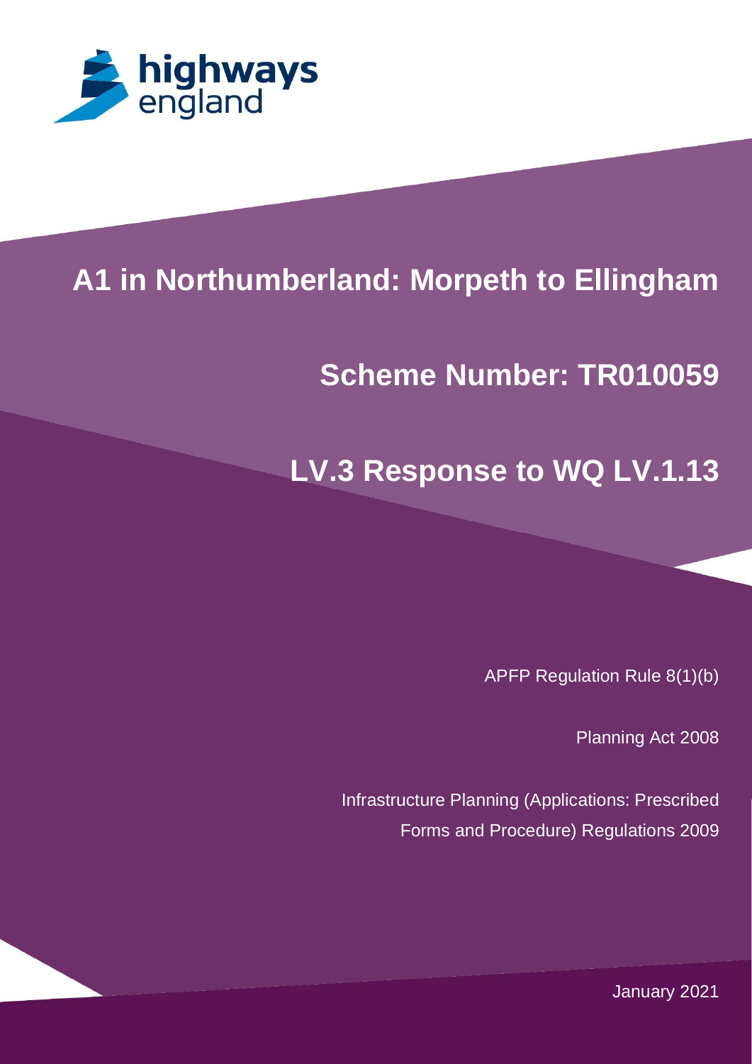# A1 in Northumberland: Morpeth to Ellingham

## Scheme Number: TR010059

## LV.3 Response to WQ LV.1.13

APFP Regulation Rule 8(1)(b)

Planning Act 2008

Infrastructure Planning (Applications: Prescribed Forms and Procedure) Regulations 2009

January 2021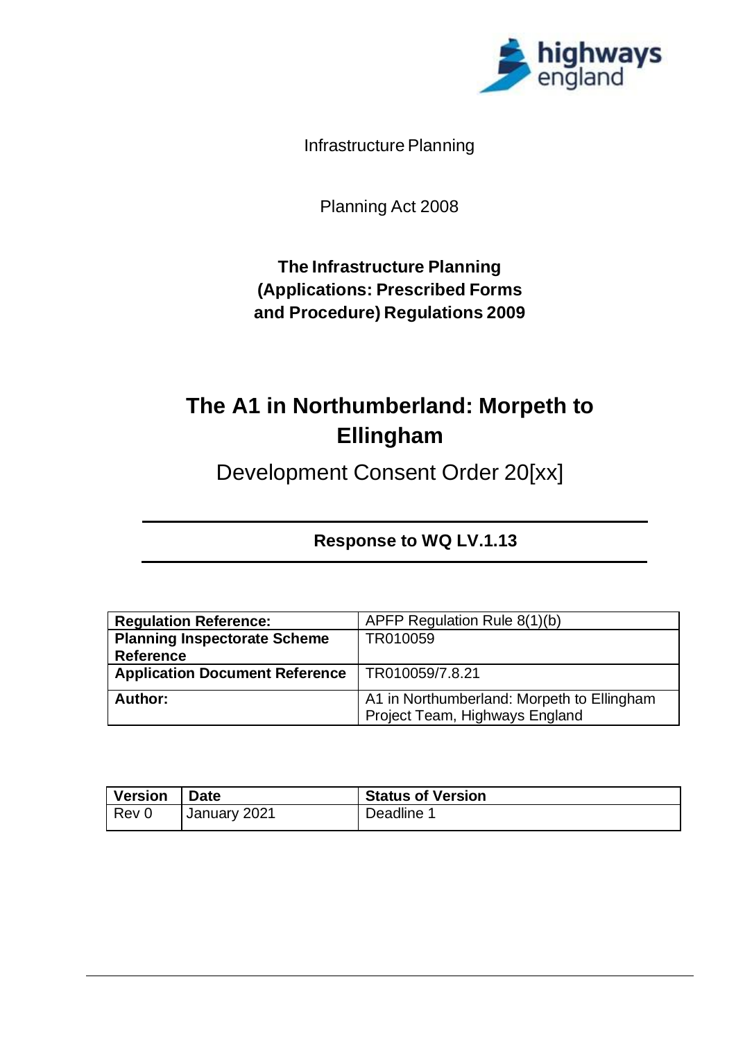Infrastructure Planning

Planning Act 2008

**The Infrastructure Planning (Applications: Prescribed Forms and Procedure) Regulations 2009**

# The A1 in Northumberland: Morpeth to Ellingham

## Development Consent Order 20[xx]

---

### Response to WQ LV.1.13

---

| **Regulation Reference:** | APFP Regulation Rule 8(1)(b) |
|---|---|
| **Planning Inspectorate Scheme Reference** | TR010059 |
| **Application Document Reference** | TR010059/7.8.21 |
| **Author:** | A1 in Northumberland: Morpeth to Ellingham Project Team, Highways England |

| **Version** | **Date** | **Status of Version** |
|---|---|---|
| Rev 0 | January 2021 | Deadline 1 |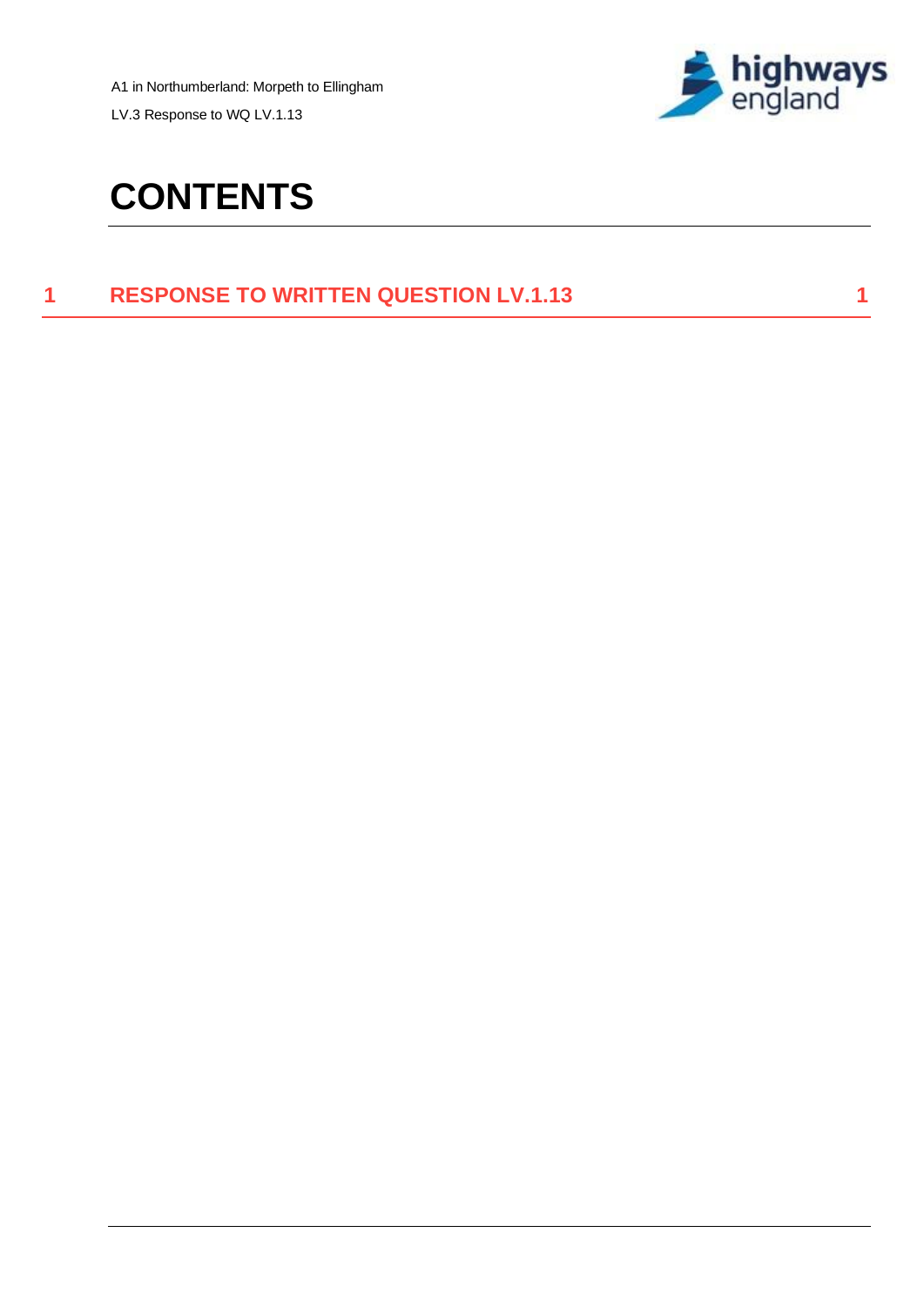# CONTENTS

1 RESPONSE TO WRITTEN QUESTION LV.1.13 1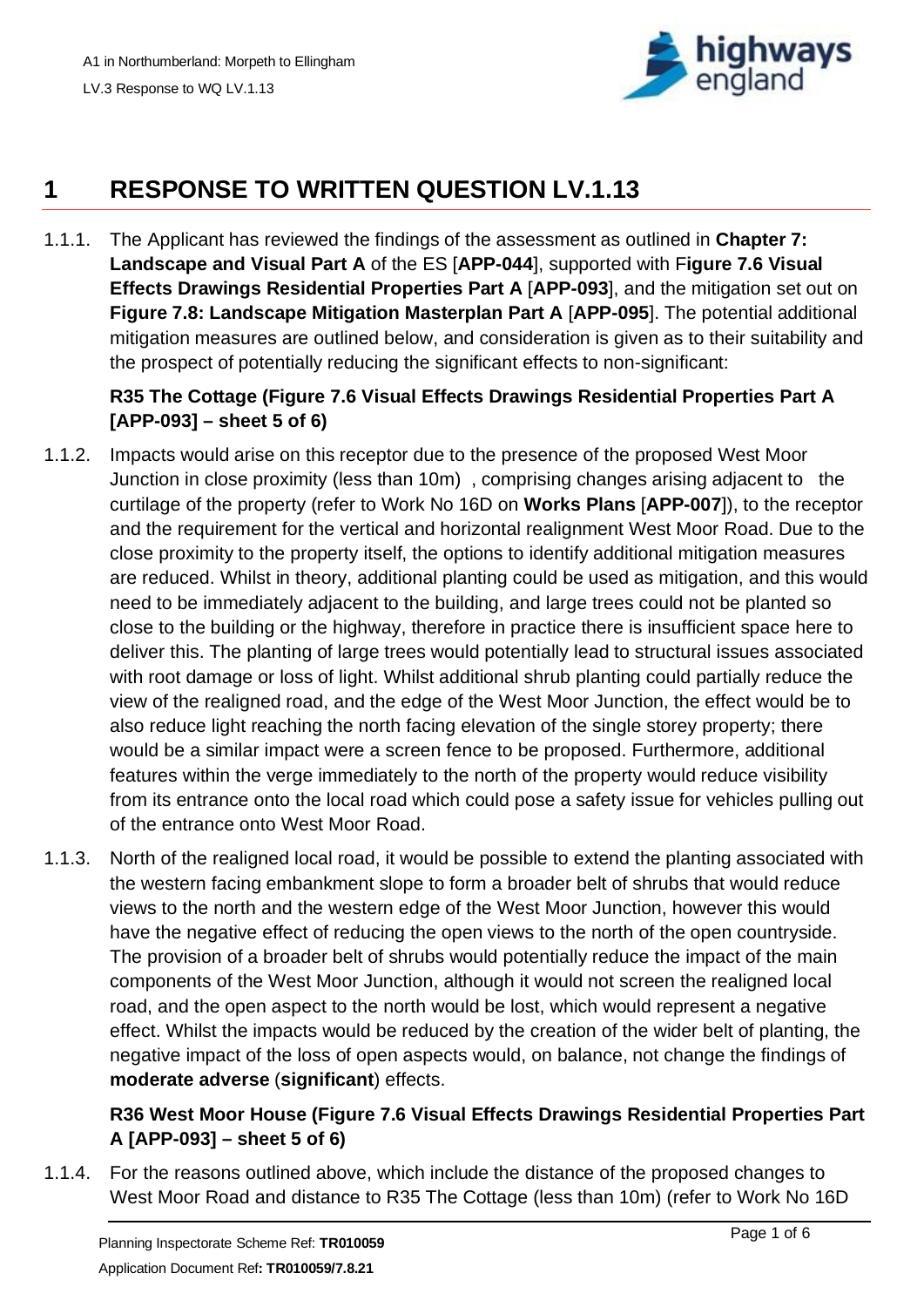# 1 RESPONSE TO WRITTEN QUESTION LV.1.13

1.1.1. The Applicant has reviewed the findings of the assessment as outlined in **Chapter 7: Landscape and Visual Part A** of the ES [**APP-044**], supported with F**igure 7.6 Visual Effects Drawings Residential Properties Part A** [**APP-093**], and the mitigation set out on **Figure 7.8: Landscape Mitigation Masterplan Part A** [**APP-095**]. The potential additional mitigation measures are outlined below, and consideration is given as to their suitability and the prospect of potentially reducing the significant effects to non-significant:

**R35 The Cottage (Figure 7.6 Visual Effects Drawings Residential Properties Part A [APP-093] – sheet 5 of 6)**

1.1.2. Impacts would arise on this receptor due to the presence of the proposed West Moor Junction in close proximity (less than 10m) , comprising changes arising adjacent to the curtilage of the property (refer to Work No 16D on **Works Plans** [**APP-007**]), to the receptor and the requirement for the vertical and horizontal realignment West Moor Road. Due to the close proximity to the property itself, the options to identify additional mitigation measures are reduced. Whilst in theory, additional planting could be used as mitigation, and this would need to be immediately adjacent to the building, and large trees could not be planted so close to the building or the highway, therefore in practice there is insufficient space here to deliver this. The planting of large trees would potentially lead to structural issues associated with root damage or loss of light. Whilst additional shrub planting could partially reduce the view of the realigned road, and the edge of the West Moor Junction, the effect would be to also reduce light reaching the north facing elevation of the single storey property; there would be a similar impact were a screen fence to be proposed. Furthermore, additional features within the verge immediately to the north of the property would reduce visibility from its entrance onto the local road which could pose a safety issue for vehicles pulling out of the entrance onto West Moor Road.

1.1.3. North of the realigned local road, it would be possible to extend the planting associated with the western facing embankment slope to form a broader belt of shrubs that would reduce views to the north and the western edge of the West Moor Junction, however this would have the negative effect of reducing the open views to the north of the open countryside. The provision of a broader belt of shrubs would potentially reduce the impact of the main components of the West Moor Junction, although it would not screen the realigned local road, and the open aspect to the north would be lost, which would represent a negative effect. Whilst the impacts would be reduced by the creation of the wider belt of planting, the negative impact of the loss of open aspects would, on balance, not change the findings of **moderate adverse** (**significant**) effects.

**R36 West Moor House (Figure 7.6 Visual Effects Drawings Residential Properties Part A [APP-093] – sheet 5 of 6)**

1.1.4. For the reasons outlined above, which include the distance of the proposed changes to West Moor Road and distance to R35 The Cottage (less than 10m) (refer to Work No 16D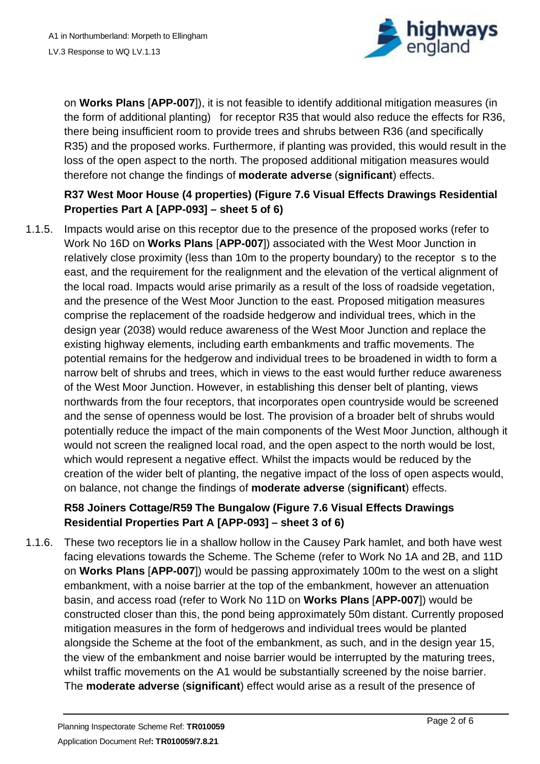on **Works Plans** [**APP-007**]), it is not feasible to identify additional mitigation measures (in the form of additional planting)   for receptor R35 that would also reduce the effects for R36, there being insufficient room to provide trees and shrubs between R36 (and specifically R35) and the proposed works. Furthermore, if planting was provided, this would result in the loss of the open aspect to the north. The proposed additional mitigation measures would therefore not change the findings of **moderate adverse** (**significant**) effects.

**R37 West Moor House (4 properties) (Figure 7.6 Visual Effects Drawings Residential Properties Part A [APP-093] – sheet 5 of 6)**

1.1.5. Impacts would arise on this receptor due to the presence of the proposed works (refer to Work No 16D on **Works Plans** [**APP-007**]) associated with the West Moor Junction in relatively close proximity (less than 10m to the property boundary) to the receptor  s to the east, and the requirement for the realignment and the elevation of the vertical alignment of the local road. Impacts would arise primarily as a result of the loss of roadside vegetation, and the presence of the West Moor Junction to the east. Proposed mitigation measures comprise the replacement of the roadside hedgerow and individual trees, which in the design year (2038) would reduce awareness of the West Moor Junction and replace the existing highway elements, including earth embankments and traffic movements. The potential remains for the hedgerow and individual trees to be broadened in width to form a narrow belt of shrubs and trees, which in views to the east would further reduce awareness of the West Moor Junction. However, in establishing this denser belt of planting, views northwards from the four receptors, that incorporates open countryside would be screened and the sense of openness would be lost. The provision of a broader belt of shrubs would potentially reduce the impact of the main components of the West Moor Junction, although it would not screen the realigned local road, and the open aspect to the north would be lost, which would represent a negative effect. Whilst the impacts would be reduced by the creation of the wider belt of planting, the negative impact of the loss of open aspects would, on balance, not change the findings of **moderate adverse** (**significant**) effects.

**R58 Joiners Cottage/R59 The Bungalow (Figure 7.6 Visual Effects Drawings Residential Properties Part A [APP-093] – sheet 3 of 6)**

1.1.6. These two receptors lie in a shallow hollow in the Causey Park hamlet, and both have west facing elevations towards the Scheme. The Scheme (refer to Work No 1A and 2B, and 11D on **Works Plans** [**APP-007**]) would be passing approximately 100m to the west on a slight embankment, with a noise barrier at the top of the embankment, however an attenuation basin, and access road (refer to Work No 11D on **Works Plans** [**APP-007**]) would be constructed closer than this, the pond being approximately 50m distant. Currently proposed mitigation measures in the form of hedgerows and individual trees would be planted alongside the Scheme at the foot of the embankment, as such, and in the design year 15, the view of the embankment and noise barrier would be interrupted by the maturing trees, whilst traffic movements on the A1 would be substantially screened by the noise barrier. The **moderate adverse** (**significant**) effect would arise as a result of the presence of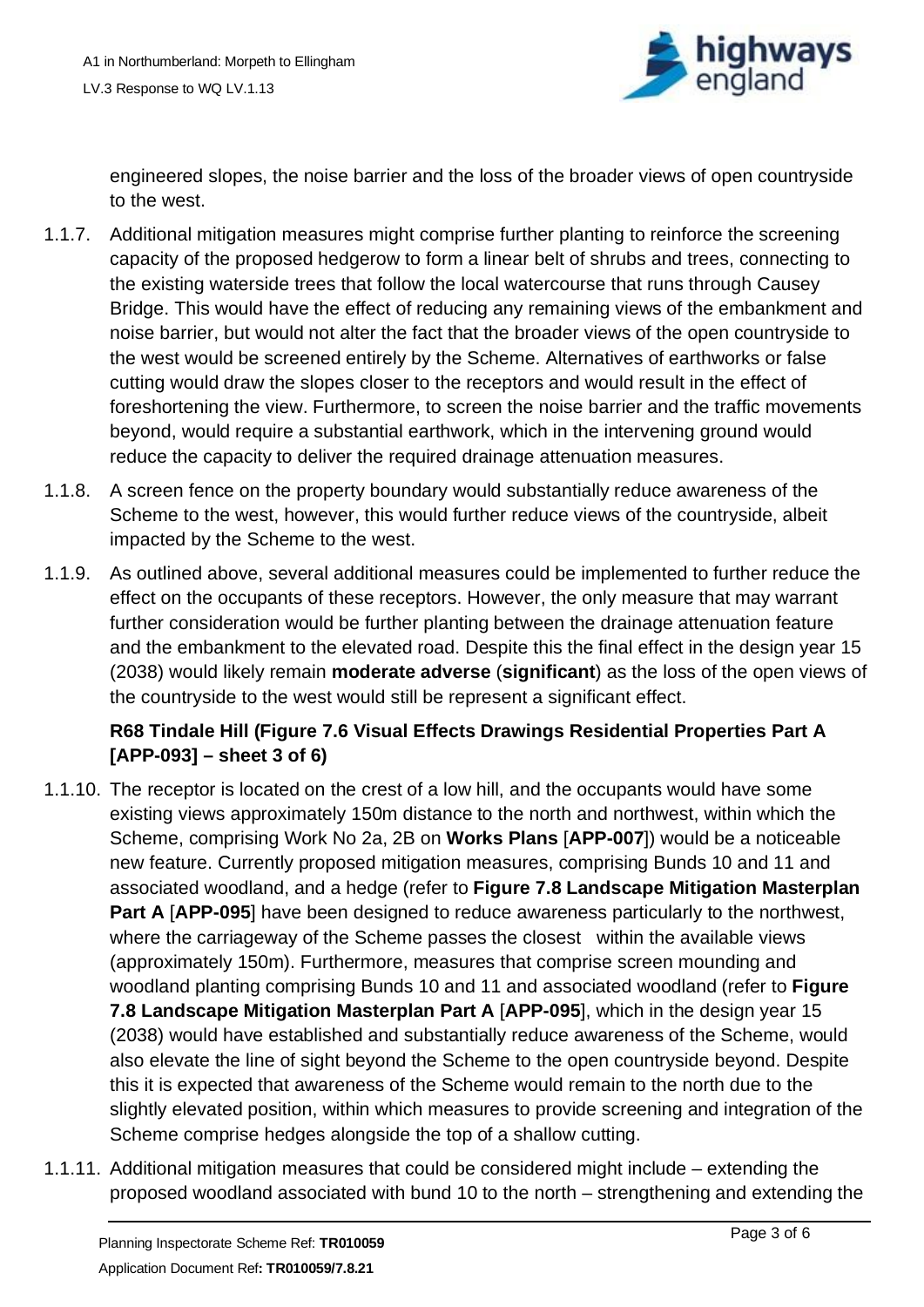engineered slopes, the noise barrier and the loss of the broader views of open countryside to the west.

1.1.7. Additional mitigation measures might comprise further planting to reinforce the screening capacity of the proposed hedgerow to form a linear belt of shrubs and trees, connecting to the existing waterside trees that follow the local watercourse that runs through Causey Bridge. This would have the effect of reducing any remaining views of the embankment and noise barrier, but would not alter the fact that the broader views of the open countryside to the west would be screened entirely by the Scheme. Alternatives of earthworks or false cutting would draw the slopes closer to the receptors and would result in the effect of foreshortening the view. Furthermore, to screen the noise barrier and the traffic movements beyond, would require a substantial earthwork, which in the intervening ground would reduce the capacity to deliver the required drainage attenuation measures.

1.1.8. A screen fence on the property boundary would substantially reduce awareness of the Scheme to the west, however, this would further reduce views of the countryside, albeit impacted by the Scheme to the west.

1.1.9. As outlined above, several additional measures could be implemented to further reduce the effect on the occupants of these receptors. However, the only measure that may warrant further consideration would be further planting between the drainage attenuation feature and the embankment to the elevated road. Despite this the final effect in the design year 15 (2038) would likely remain **moderate adverse** (**significant**) as the loss of the open views of the countryside to the west would still be represent a significant effect.

**R68 Tindale Hill (Figure 7.6 Visual Effects Drawings Residential Properties Part A [APP-093] – sheet 3 of 6)**

1.1.10. The receptor is located on the crest of a low hill, and the occupants would have some existing views approximately 150m distance to the north and northwest, within which the Scheme, comprising Work No 2a, 2B on **Works Plans** [**APP-007**]) would be a noticeable new feature. Currently proposed mitigation measures, comprising Bunds 10 and 11 and associated woodland, and a hedge (refer to **Figure 7.8 Landscape Mitigation Masterplan Part A** [**APP-095**] have been designed to reduce awareness particularly to the northwest, where the carriageway of the Scheme passes the closest within the available views (approximately 150m). Furthermore, measures that comprise screen mounding and woodland planting comprising Bunds 10 and 11 and associated woodland (refer to **Figure 7.8 Landscape Mitigation Masterplan Part A** [**APP-095**], which in the design year 15 (2038) would have established and substantially reduce awareness of the Scheme, would also elevate the line of sight beyond the Scheme to the open countryside beyond. Despite this it is expected that awareness of the Scheme would remain to the north due to the slightly elevated position, within which measures to provide screening and integration of the Scheme comprise hedges alongside the top of a shallow cutting.

1.1.11. Additional mitigation measures that could be considered might include – extending the proposed woodland associated with bund 10 to the north – strengthening and extending the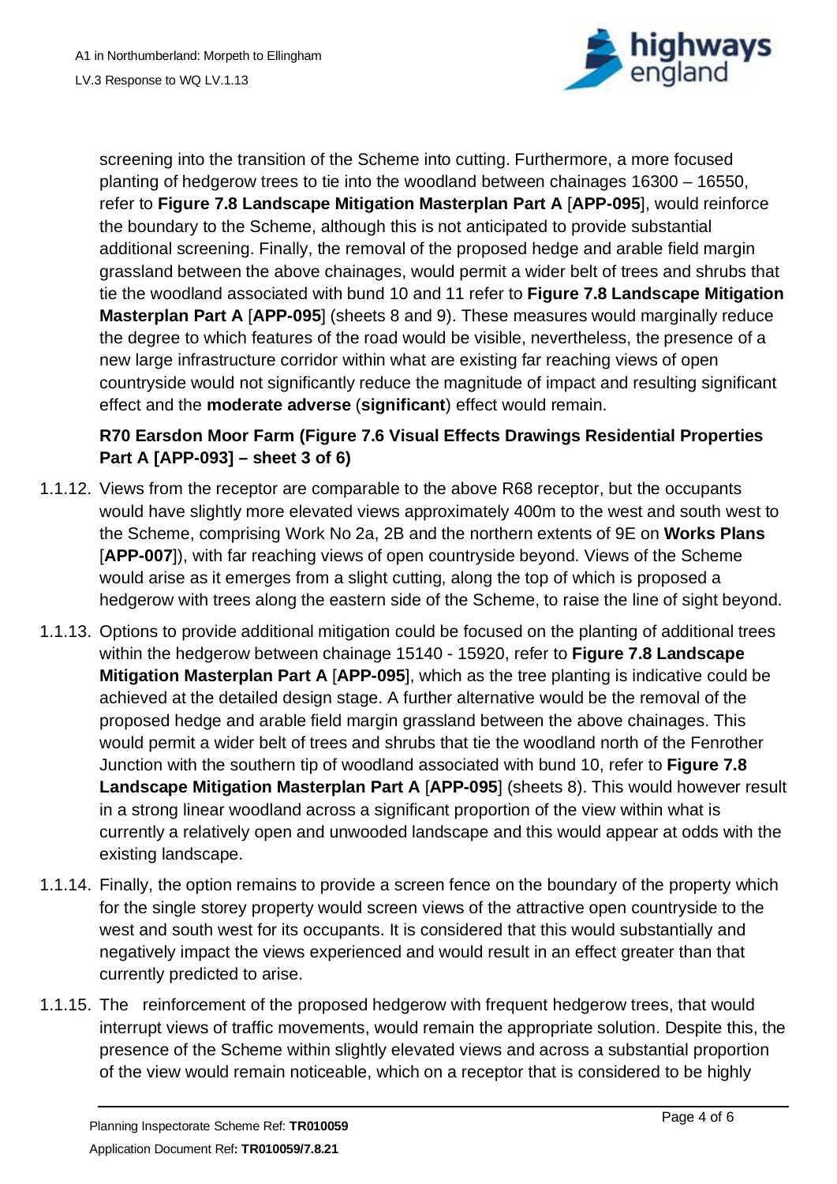screening into the transition of the Scheme into cutting. Furthermore, a more focused planting of hedgerow trees to tie into the woodland between chainages 16300 – 16550, refer to **Figure 7.8 Landscape Mitigation Masterplan Part A** [**APP-095**], would reinforce the boundary to the Scheme, although this is not anticipated to provide substantial additional screening. Finally, the removal of the proposed hedge and arable field margin grassland between the above chainages, would permit a wider belt of trees and shrubs that tie the woodland associated with bund 10 and 11 refer to **Figure 7.8 Landscape Mitigation Masterplan Part A** [**APP-095**] (sheets 8 and 9). These measures would marginally reduce the degree to which features of the road would be visible, nevertheless, the presence of a new large infrastructure corridor within what are existing far reaching views of open countryside would not significantly reduce the magnitude of impact and resulting significant effect and the **moderate adverse** (**significant**) effect would remain.

**R70 Earsdon Moor Farm (Figure 7.6 Visual Effects Drawings Residential Properties Part A [APP-093] – sheet 3 of 6)**

1.1.12. Views from the receptor are comparable to the above R68 receptor, but the occupants would have slightly more elevated views approximately 400m to the west and south west to the Scheme, comprising Work No 2a, 2B and the northern extents of 9E on **Works Plans** [**APP-007**]), with far reaching views of open countryside beyond. Views of the Scheme would arise as it emerges from a slight cutting, along the top of which is proposed a hedgerow with trees along the eastern side of the Scheme, to raise the line of sight beyond.

1.1.13. Options to provide additional mitigation could be focused on the planting of additional trees within the hedgerow between chainage 15140 - 15920, refer to **Figure 7.8 Landscape Mitigation Masterplan Part A** [**APP-095**], which as the tree planting is indicative could be achieved at the detailed design stage. A further alternative would be the removal of the proposed hedge and arable field margin grassland between the above chainages. This would permit a wider belt of trees and shrubs that tie the woodland north of the Fenrother Junction with the southern tip of woodland associated with bund 10, refer to **Figure 7.8 Landscape Mitigation Masterplan Part A** [**APP-095**] (sheets 8). This would however result in a strong linear woodland across a significant proportion of the view within what is currently a relatively open and unwooded landscape and this would appear at odds with the existing landscape.

1.1.14. Finally, the option remains to provide a screen fence on the boundary of the property which for the single storey property would screen views of the attractive open countryside to the west and south west for its occupants. It is considered that this would substantially and negatively impact the views experienced and would result in an effect greater than that currently predicted to arise.

1.1.15. The reinforcement of the proposed hedgerow with frequent hedgerow trees, that would interrupt views of traffic movements, would remain the appropriate solution. Despite this, the presence of the Scheme within slightly elevated views and across a substantial proportion of the view would remain noticeable, which on a receptor that is considered to be highly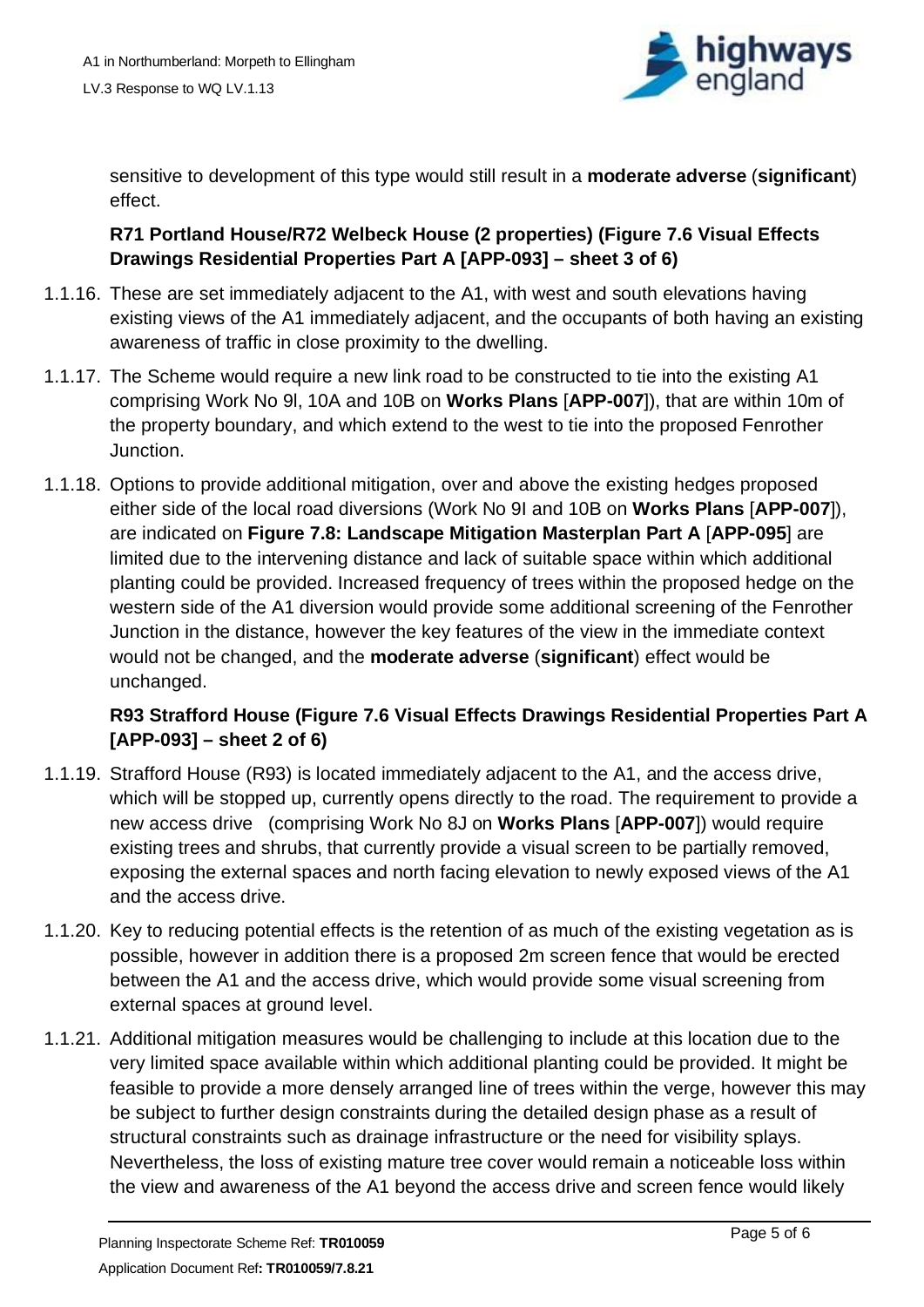sensitive to development of this type would still result in a **moderate adverse** (**significant**) effect.

**R71 Portland House/R72 Welbeck House (2 properties) (Figure 7.6 Visual Effects Drawings Residential Properties Part A [APP-093] – sheet 3 of 6)**

1.1.16. These are set immediately adjacent to the A1, with west and south elevations having existing views of the A1 immediately adjacent, and the occupants of both having an existing awareness of traffic in close proximity to the dwelling.

1.1.17. The Scheme would require a new link road to be constructed to tie into the existing A1 comprising Work No 9l, 10A and 10B on **Works Plans** [**APP-007**]), that are within 10m of the property boundary, and which extend to the west to tie into the proposed Fenrother Junction.

1.1.18. Options to provide additional mitigation, over and above the existing hedges proposed either side of the local road diversions (Work No 9I and 10B on **Works Plans** [**APP-007**]), are indicated on **Figure 7.8: Landscape Mitigation Masterplan Part A** [**APP-095**] are limited due to the intervening distance and lack of suitable space within which additional planting could be provided. Increased frequency of trees within the proposed hedge on the western side of the A1 diversion would provide some additional screening of the Fenrother Junction in the distance, however the key features of the view in the immediate context would not be changed, and the **moderate adverse** (**significant**) effect would be unchanged.

**R93 Strafford House (Figure 7.6 Visual Effects Drawings Residential Properties Part A [APP-093] – sheet 2 of 6)**

1.1.19. Strafford House (R93) is located immediately adjacent to the A1, and the access drive, which will be stopped up, currently opens directly to the road. The requirement to provide a new access drive (comprising Work No 8J on **Works Plans** [**APP-007**]) would require existing trees and shrubs, that currently provide a visual screen to be partially removed, exposing the external spaces and north facing elevation to newly exposed views of the A1 and the access drive.

1.1.20. Key to reducing potential effects is the retention of as much of the existing vegetation as is possible, however in addition there is a proposed 2m screen fence that would be erected between the A1 and the access drive, which would provide some visual screening from external spaces at ground level.

1.1.21. Additional mitigation measures would be challenging to include at this location due to the very limited space available within which additional planting could be provided. It might be feasible to provide a more densely arranged line of trees within the verge, however this may be subject to further design constraints during the detailed design phase as a result of structural constraints such as drainage infrastructure or the need for visibility splays. Nevertheless, the loss of existing mature tree cover would remain a noticeable loss within the view and awareness of the A1 beyond the access drive and screen fence would likely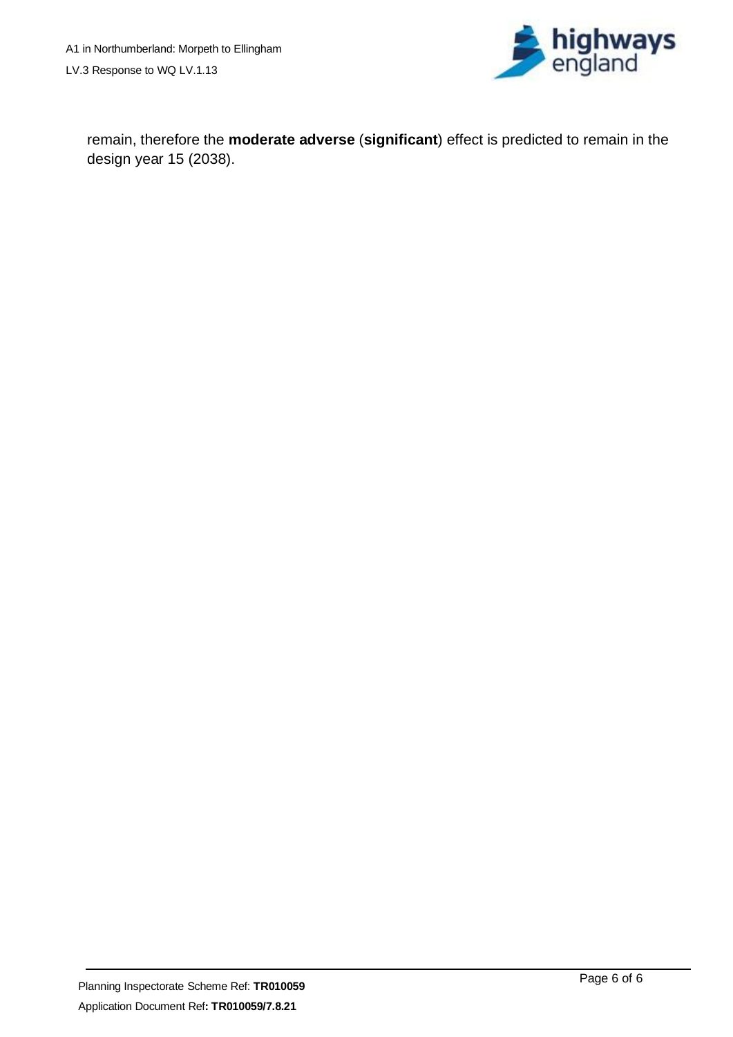remain, therefore the **moderate adverse** (**significant**) effect is predicted to remain in the design year 15 (2038).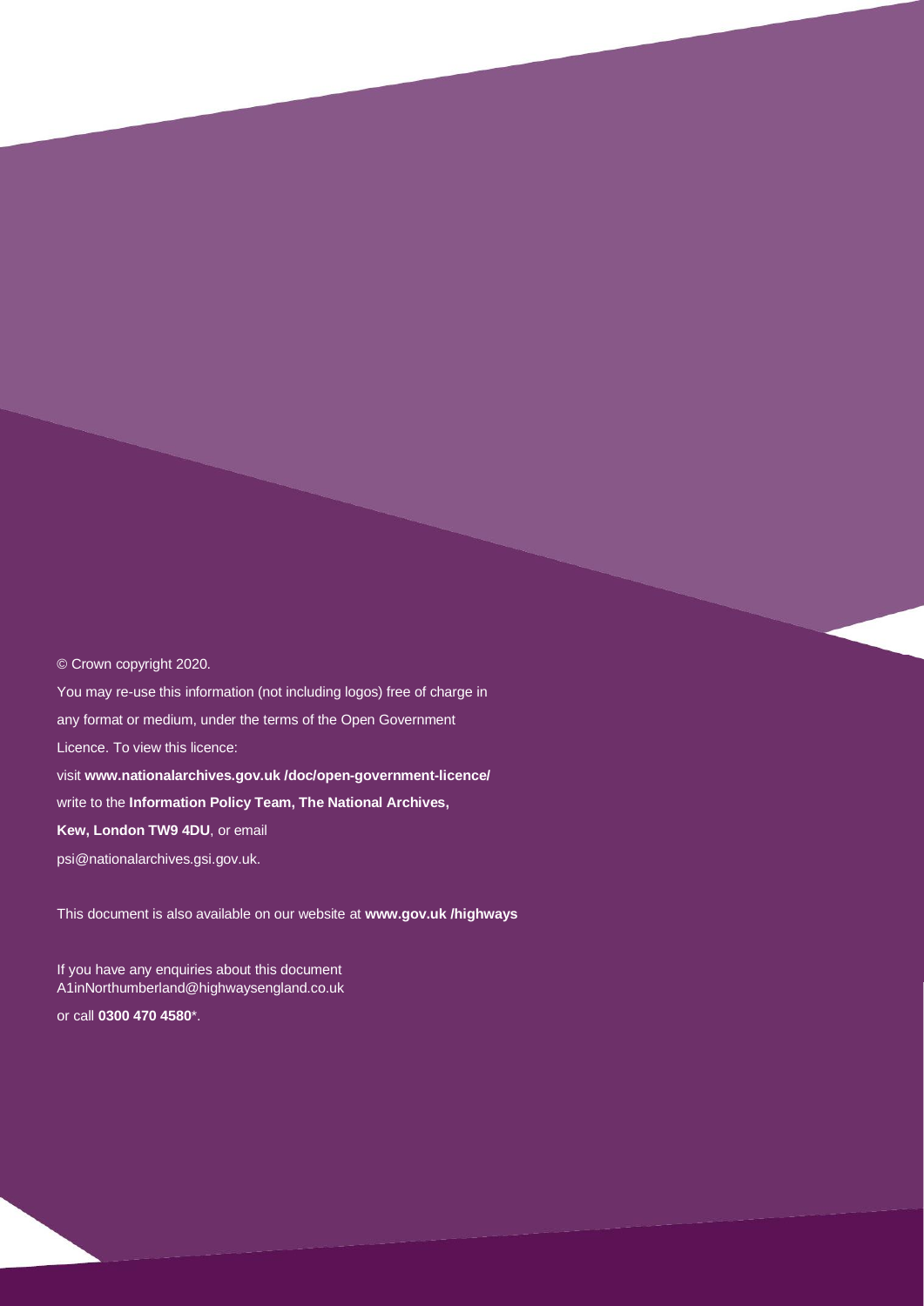© Crown copyright 2020.

You may re-use this information (not including logos) free of charge in any format or medium, under the terms of the Open Government Licence. To view this licence:

visit **www.nationalarchives.gov.uk /doc/open-government-licence/**

write to the **Information Policy Team, The National Archives, Kew, London TW9 4DU**, or email psi@nationalarchives.gsi.gov.uk.

This document is also available on our website at **www.gov.uk /highways**

If you have any enquiries about this document A1inNorthumberland@highwaysengland.co.uk

or call **0300 470 4580***.